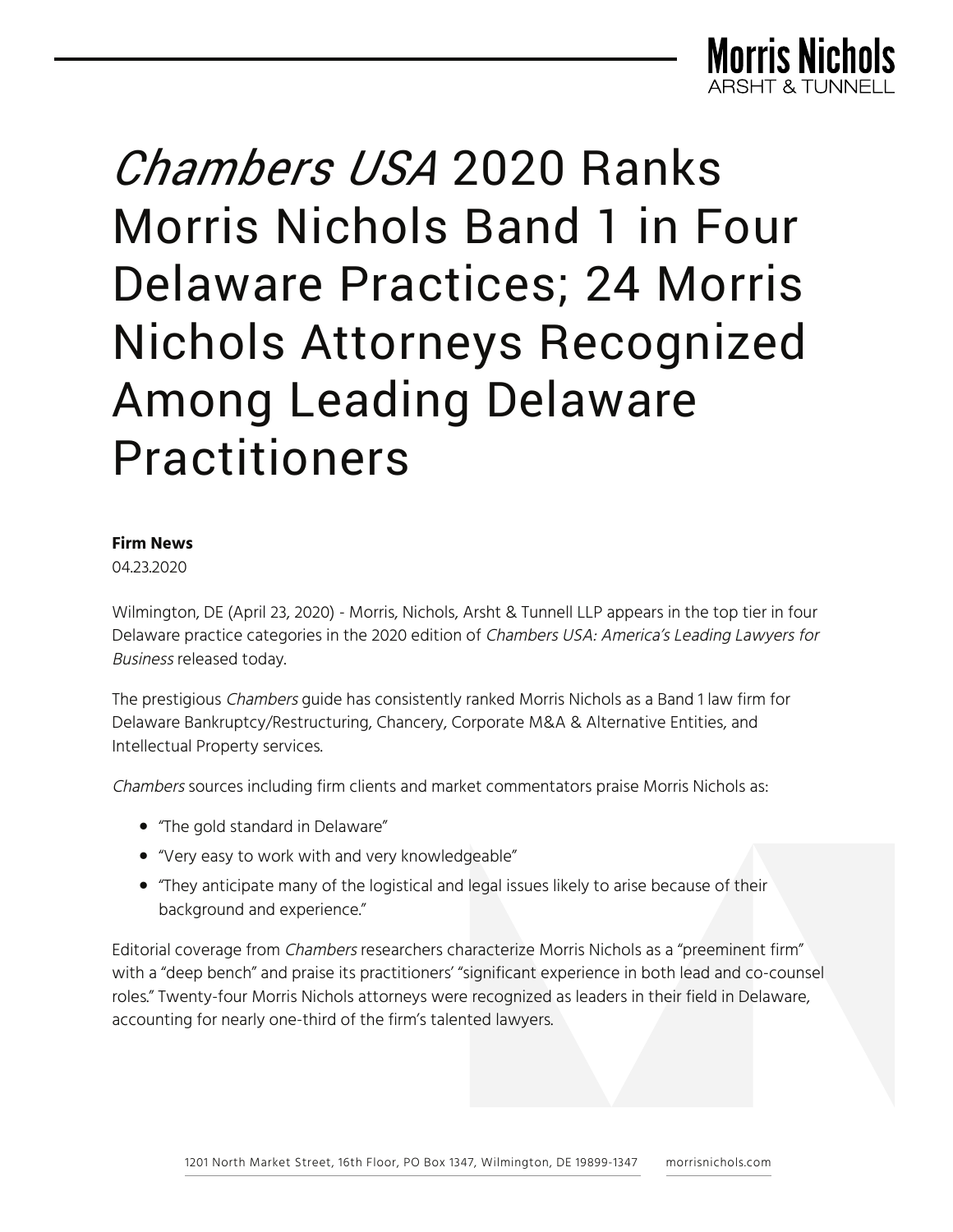# *Chambers USA* 2020 Ranks Morris Nichols Band 1 in Four Delaware Practices; 24 Morris Nichols Attorneys Recognized Among Leading Delaware Practitioners

**Firm News**
04.23.2020

Wilmington, DE (April 23, 2020) - Morris, Nichols, Arsht & Tunnell LLP appears in the top tier in four Delaware practice categories in the 2020 edition of *Chambers USA: America's Leading Lawyers for Business* released today.

The prestigious *Chambers* guide has consistently ranked Morris Nichols as a Band 1 law firm for Delaware Bankruptcy/Restructuring, Chancery, Corporate M&A & Alternative Entities, and Intellectual Property services.

*Chambers* sources including firm clients and market commentators praise Morris Nichols as:

- "The gold standard in Delaware"
- "Very easy to work with and very knowledgeable"
- "They anticipate many of the logistical and legal issues likely to arise because of their background and experience."

Editorial coverage from *Chambers* researchers characterize Morris Nichols as a "preeminent firm" with a "deep bench" and praise its practitioners' "significant experience in both lead and co-counsel roles." Twenty-four Morris Nichols attorneys were recognized as leaders in their field in Delaware, accounting for nearly one-third of the firm's talented lawyers.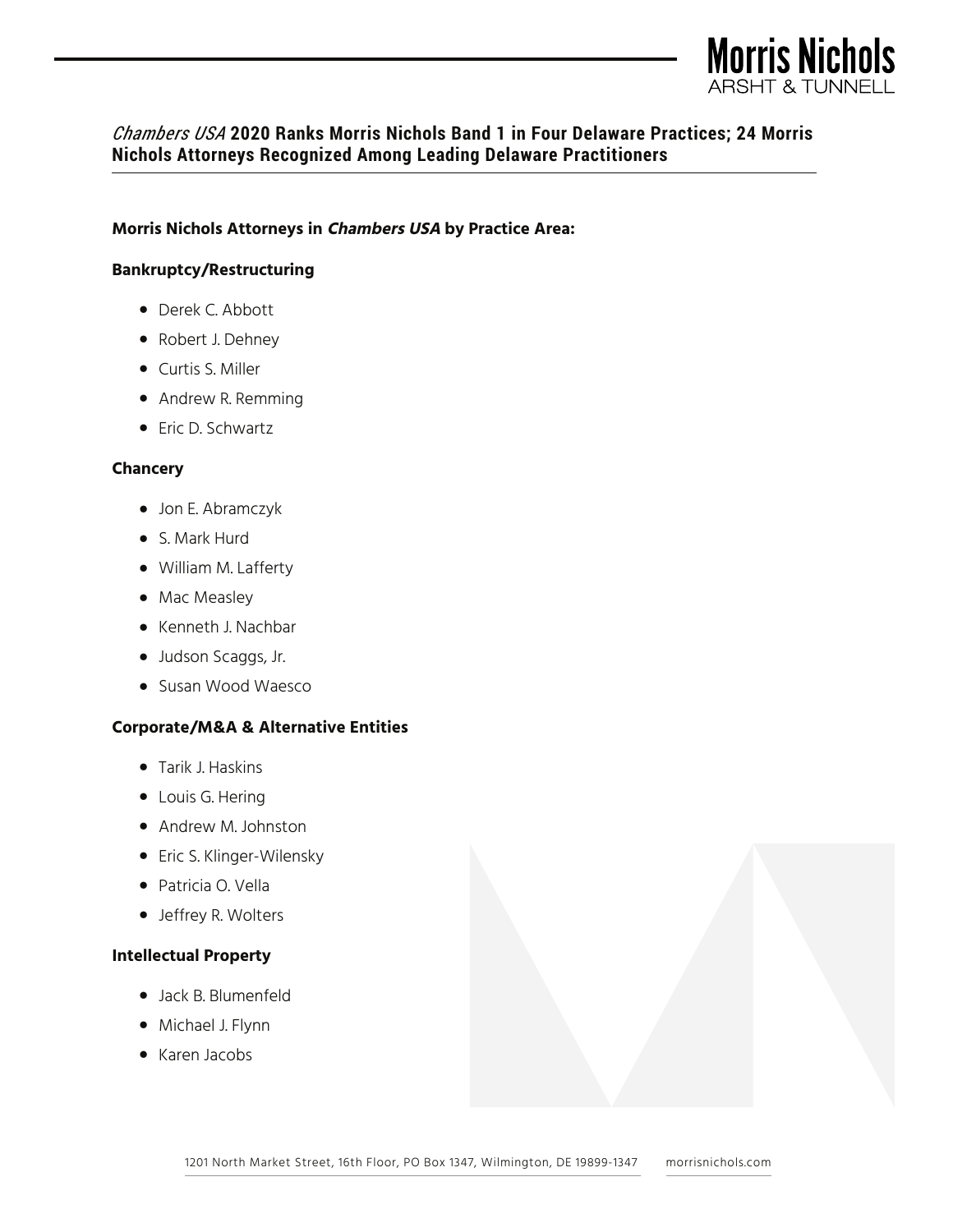## *Chambers USA* 2020 Ranks Morris Nichols Band 1 in Four Delaware Practices; 24 Morris Nichols Attorneys Recognized Among Leading Delaware Practitioners

**Morris Nichols Attorneys in *Chambers USA* by Practice Area:**

**Bankruptcy/Restructuring**

- Derek C. Abbott
- Robert J. Dehney
- Curtis S. Miller
- Andrew R. Remming
- Eric D. Schwartz

**Chancery**

- Jon E. Abramczyk
- S. Mark Hurd
- William M. Lafferty
- Mac Measley
- Kenneth J. Nachbar
- Judson Scaggs, Jr.
- Susan Wood Waesco

**Corporate/M&A & Alternative Entities**

- Tarik J. Haskins
- Louis G. Hering
- Andrew M. Johnston
- Eric S. Klinger-Wilensky
- Patricia O. Vella
- Jeffrey R. Wolters

**Intellectual Property**

- Jack B. Blumenfeld
- Michael J. Flynn
- Karen Jacobs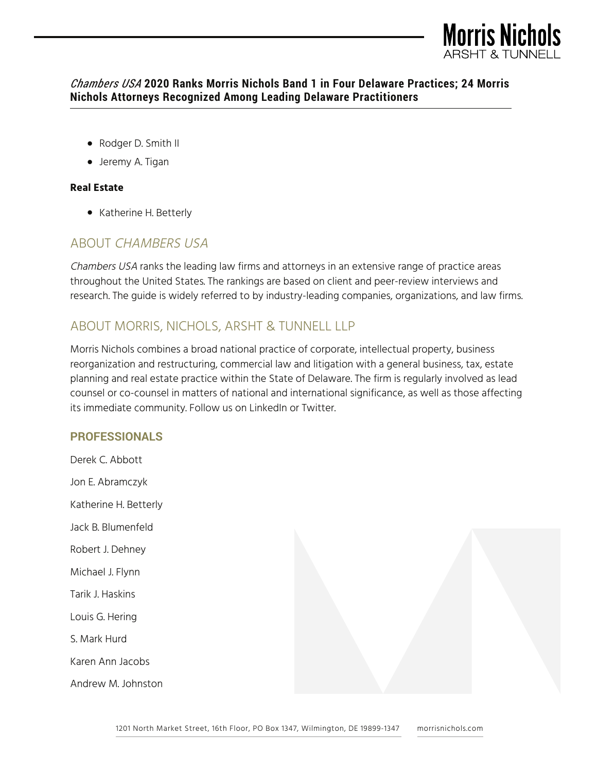- Rodger D. Smith II
- Jeremy A. Tigan

**Real Estate**

- Katherine H. Betterly

## ABOUT *CHAMBERS USA*

*Chambers USA* ranks the leading law firms and attorneys in an extensive range of practice areas throughout the United States. The rankings are based on client and peer-review interviews and research. The guide is widely referred to by industry-leading companies, organizations, and law firms.

## ABOUT MORRIS, NICHOLS, ARSHT & TUNNELL LLP

Morris Nichols combines a broad national practice of corporate, intellectual property, business reorganization and restructuring, commercial law and litigation with a general business, tax, estate planning and real estate practice within the State of Delaware. The firm is regularly involved as lead counsel or co-counsel in matters of national and international significance, as well as those affecting its immediate community. Follow us on LinkedIn or Twitter.

### PROFESSIONALS

Derek C. Abbott

Jon E. Abramczyk

Katherine H. Betterly

Jack B. Blumenfeld

Robert J. Dehney

Michael J. Flynn

Tarik J. Haskins

Louis G. Hering

S. Mark Hurd

Karen Ann Jacobs

Andrew M. Johnston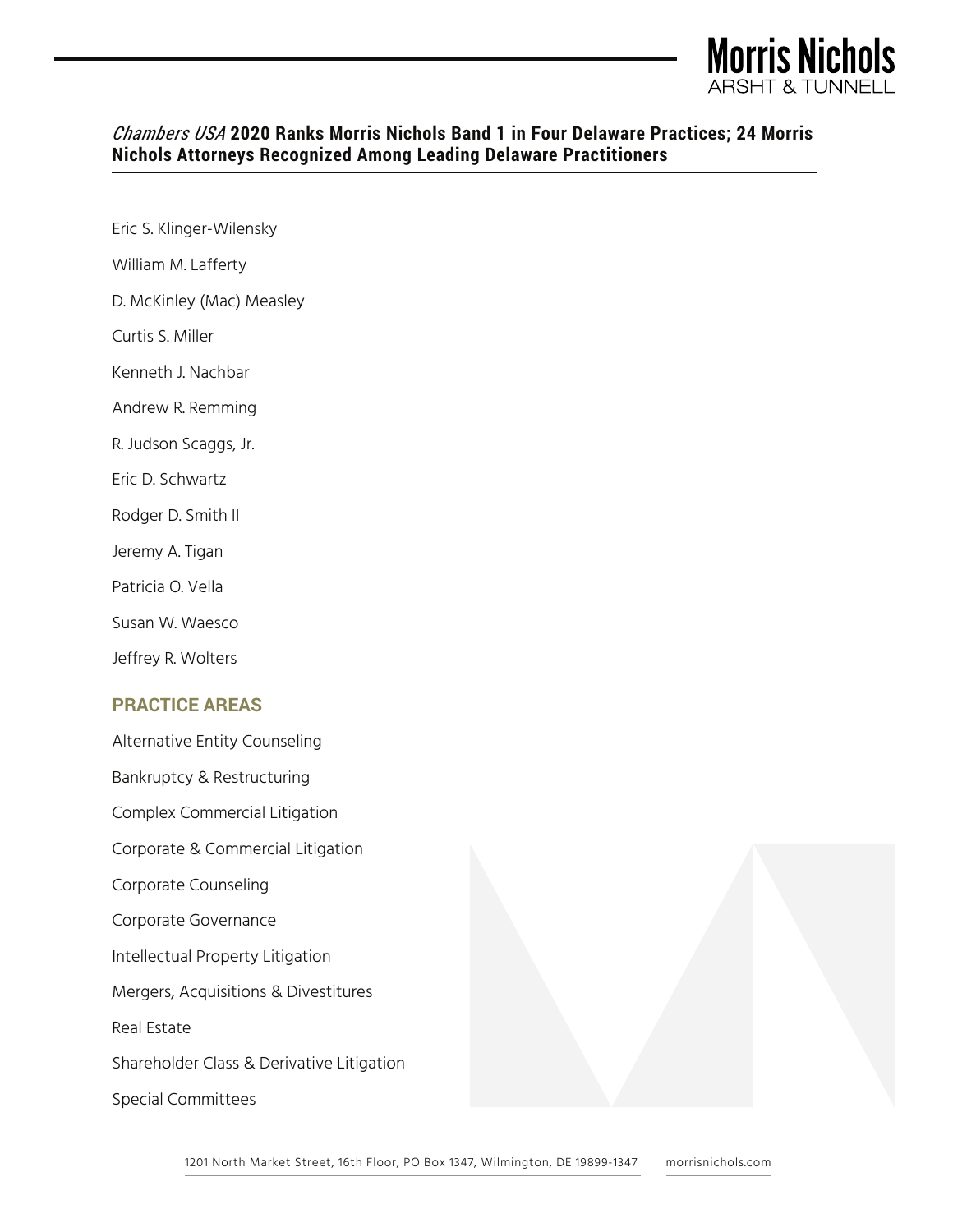Eric S. Klinger-Wilensky

William M. Lafferty

D. McKinley (Mac) Measley

Curtis S. Miller

Kenneth J. Nachbar

Andrew R. Remming

R. Judson Scaggs, Jr.

Eric D. Schwartz

Rodger D. Smith II

Jeremy A. Tigan

Patricia O. Vella

Susan W. Waesco

Jeffrey R. Wolters

## PRACTICE AREAS

Alternative Entity Counseling

Bankruptcy & Restructuring

Complex Commercial Litigation

Corporate & Commercial Litigation

Corporate Counseling

Corporate Governance

Intellectual Property Litigation

Mergers, Acquisitions & Divestitures

Real Estate

Shareholder Class & Derivative Litigation

Special Committees